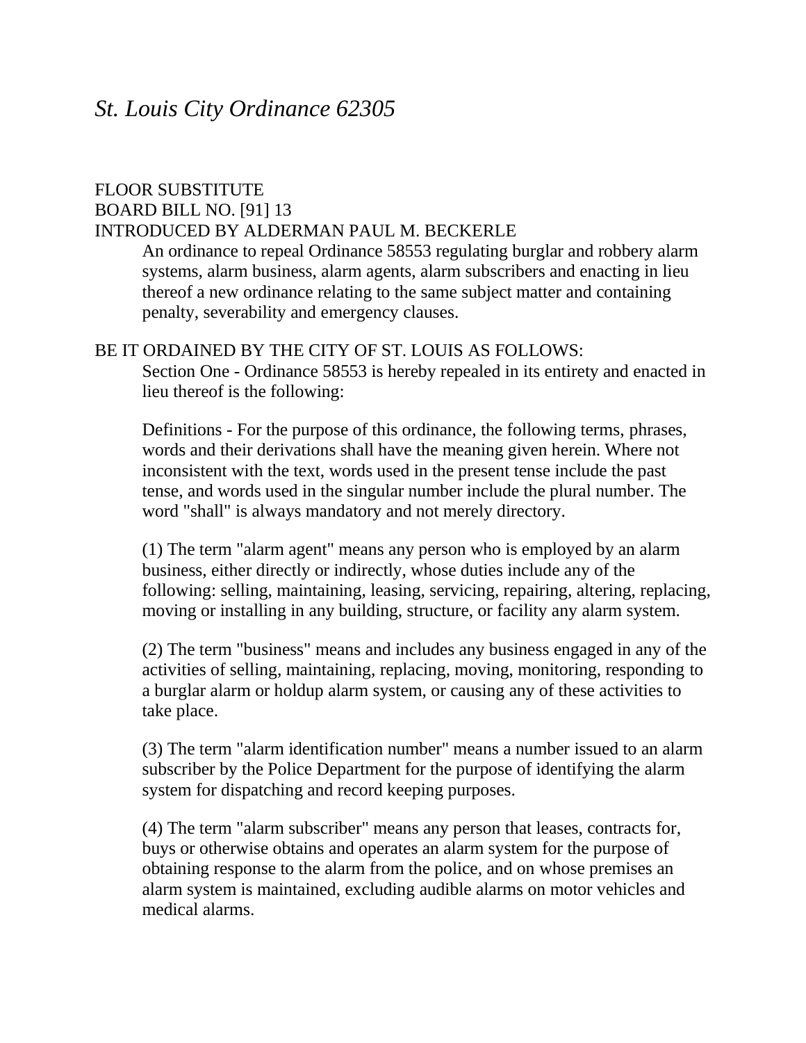# *St. Louis City Ordinance 62305*

FLOOR SUBSTITUTE
BOARD BILL NO. [91] 13
INTRODUCED BY ALDERMAN PAUL M. BECKERLE

An ordinance to repeal Ordinance 58553 regulating burglar and robbery alarm systems, alarm business, alarm agents, alarm subscribers and enacting in lieu thereof a new ordinance relating to the same subject matter and containing penalty, severability and emergency clauses.

BE IT ORDAINED BY THE CITY OF ST. LOUIS AS FOLLOWS:

Section One - Ordinance 58553 is hereby repealed in its entirety and enacted in lieu thereof is the following:

Definitions - For the purpose of this ordinance, the following terms, phrases, words and their derivations shall have the meaning given herein. Where not inconsistent with the text, words used in the present tense include the past tense, and words used in the singular number include the plural number. The word "shall" is always mandatory and not merely directory.

(1) The term "alarm agent" means any person who is employed by an alarm business, either directly or indirectly, whose duties include any of the following: selling, maintaining, leasing, servicing, repairing, altering, replacing, moving or installing in any building, structure, or facility any alarm system.

(2) The term "business" means and includes any business engaged in any of the activities of selling, maintaining, replacing, moving, monitoring, responding to a burglar alarm or holdup alarm system, or causing any of these activities to take place.

(3) The term "alarm identification number" means a number issued to an alarm subscriber by the Police Department for the purpose of identifying the alarm system for dispatching and record keeping purposes.

(4) The term "alarm subscriber" means any person that leases, contracts for, buys or otherwise obtains and operates an alarm system for the purpose of obtaining response to the alarm from the police, and on whose premises an alarm system is maintained, excluding audible alarms on motor vehicles and medical alarms.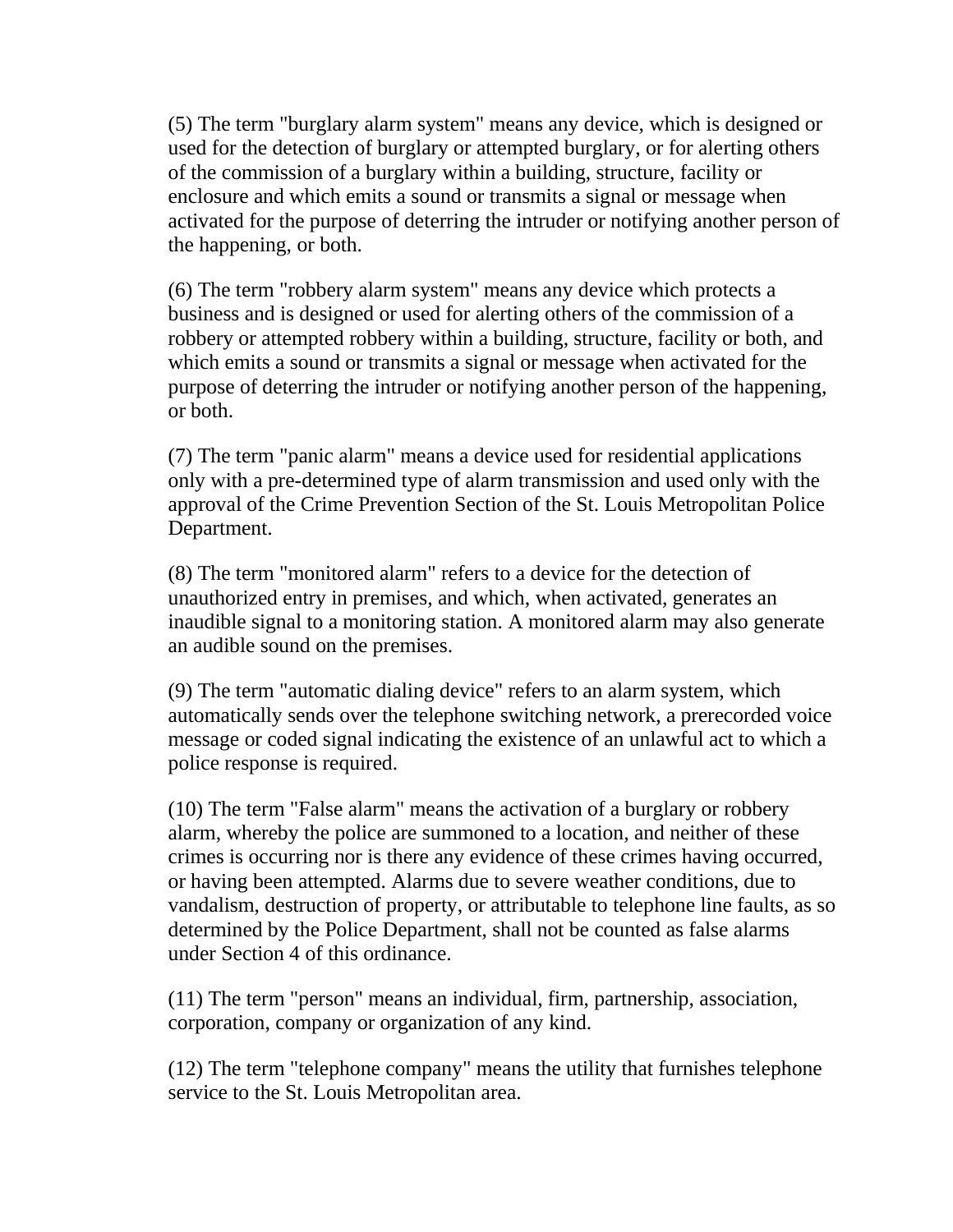(5) The term "burglary alarm system" means any device, which is designed or used for the detection of burglary or attempted burglary, or for alerting others of the commission of a burglary within a building, structure, facility or enclosure and which emits a sound or transmits a signal or message when activated for the purpose of deterring the intruder or notifying another person of the happening, or both.

(6) The term "robbery alarm system" means any device which protects a business and is designed or used for alerting others of the commission of a robbery or attempted robbery within a building, structure, facility or both, and which emits a sound or transmits a signal or message when activated for the purpose of deterring the intruder or notifying another person of the happening, or both.

(7) The term "panic alarm" means a device used for residential applications only with a pre-determined type of alarm transmission and used only with the approval of the Crime Prevention Section of the St. Louis Metropolitan Police Department.

(8) The term "monitored alarm" refers to a device for the detection of unauthorized entry in premises, and which, when activated, generates an inaudible signal to a monitoring station. A monitored alarm may also generate an audible sound on the premises.

(9) The term "automatic dialing device" refers to an alarm system, which automatically sends over the telephone switching network, a prerecorded voice message or coded signal indicating the existence of an unlawful act to which a police response is required.

(10) The term "False alarm" means the activation of a burglary or robbery alarm, whereby the police are summoned to a location, and neither of these crimes is occurring nor is there any evidence of these crimes having occurred, or having been attempted. Alarms due to severe weather conditions, due to vandalism, destruction of property, or attributable to telephone line faults, as so determined by the Police Department, shall not be counted as false alarms under Section 4 of this ordinance.

(11) The term "person" means an individual, firm, partnership, association, corporation, company or organization of any kind.

(12) The term "telephone company" means the utility that furnishes telephone service to the St. Louis Metropolitan area.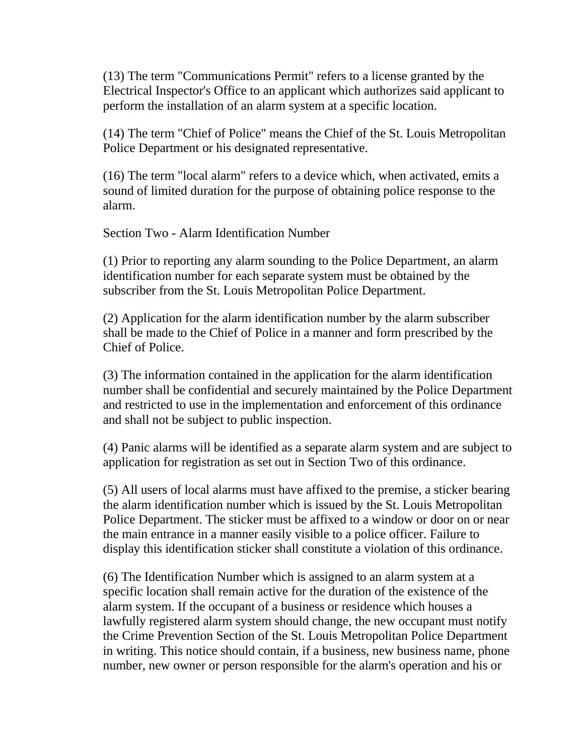(13) The term "Communications Permit" refers to a license granted by the Electrical Inspector's Office to an applicant which authorizes said applicant to perform the installation of an alarm system at a specific location.

(14) The term "Chief of Police" means the Chief of the St. Louis Metropolitan Police Department or his designated representative.

(16) The term "local alarm" refers to a device which, when activated, emits a sound of limited duration for the purpose of obtaining police response to the alarm.

Section Two - Alarm Identification Number

(1) Prior to reporting any alarm sounding to the Police Department, an alarm identification number for each separate system must be obtained by the subscriber from the St. Louis Metropolitan Police Department.

(2) Application for the alarm identification number by the alarm subscriber shall be made to the Chief of Police in a manner and form prescribed by the Chief of Police.

(3) The information contained in the application for the alarm identification number shall be confidential and securely maintained by the Police Department and restricted to use in the implementation and enforcement of this ordinance and shall not be subject to public inspection.

(4) Panic alarms will be identified as a separate alarm system and are subject to application for registration as set out in Section Two of this ordinance.

(5) All users of local alarms must have affixed to the premise, a sticker bearing the alarm identification number which is issued by the St. Louis Metropolitan Police Department. The sticker must be affixed to a window or door on or near the main entrance in a manner easily visible to a police officer. Failure to display this identification sticker shall constitute a violation of this ordinance.

(6) The Identification Number which is assigned to an alarm system at a specific location shall remain active for the duration of the existence of the alarm system. If the occupant of a business or residence which houses a lawfully registered alarm system should change, the new occupant must notify the Crime Prevention Section of the St. Louis Metropolitan Police Department in writing. This notice should contain, if a business, new business name, phone number, new owner or person responsible for the alarm's operation and his or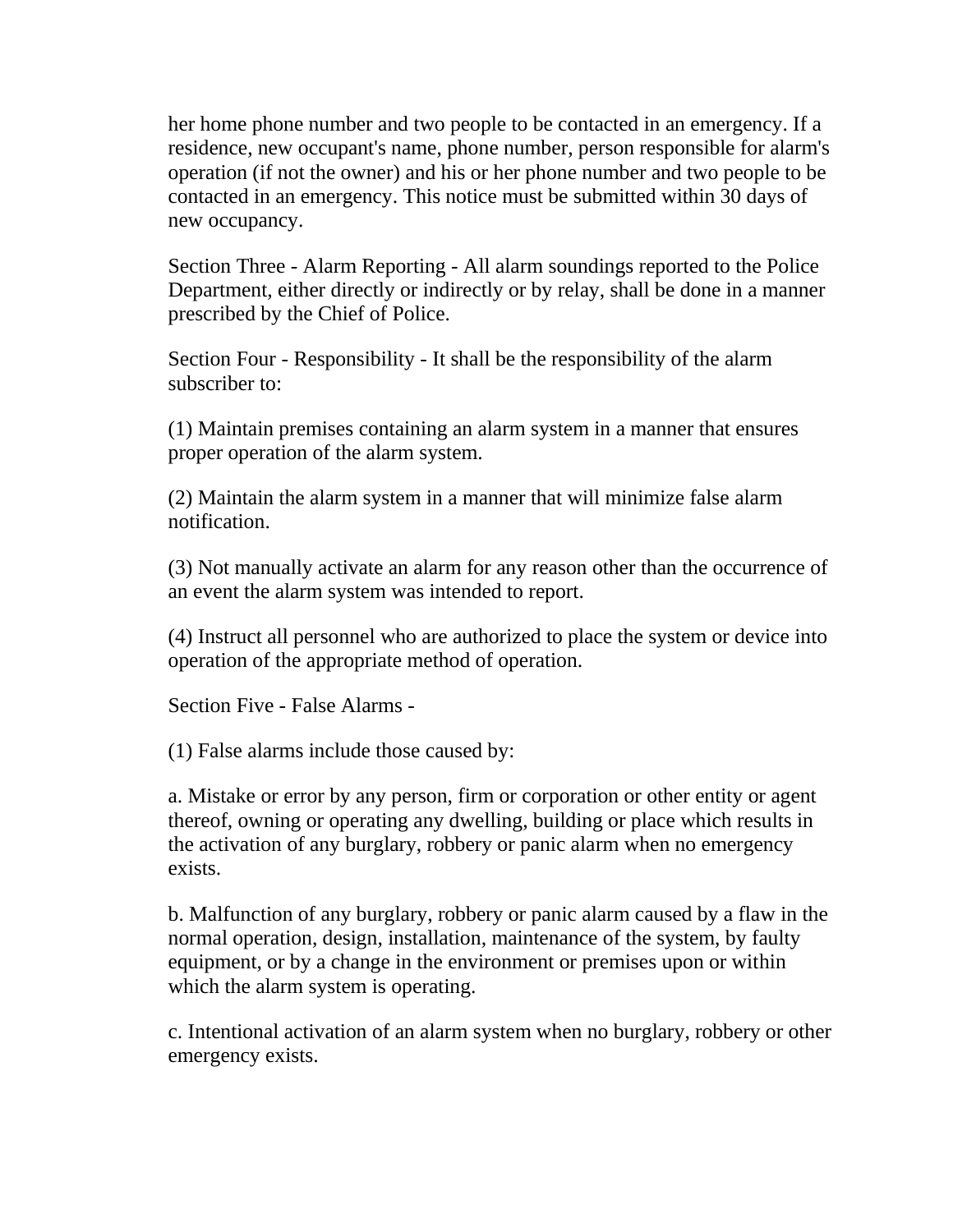her home phone number and two people to be contacted in an emergency. If a residence, new occupant's name, phone number, person responsible for alarm's operation (if not the owner) and his or her phone number and two people to be contacted in an emergency. This notice must be submitted within 30 days of new occupancy.

Section Three - Alarm Reporting - All alarm soundings reported to the Police Department, either directly or indirectly or by relay, shall be done in a manner prescribed by the Chief of Police.

Section Four - Responsibility - It shall be the responsibility of the alarm subscriber to:

(1) Maintain premises containing an alarm system in a manner that ensures proper operation of the alarm system.

(2) Maintain the alarm system in a manner that will minimize false alarm notification.

(3) Not manually activate an alarm for any reason other than the occurrence of an event the alarm system was intended to report.

(4) Instruct all personnel who are authorized to place the system or device into operation of the appropriate method of operation.

Section Five - False Alarms -

(1) False alarms include those caused by:

a. Mistake or error by any person, firm or corporation or other entity or agent thereof, owning or operating any dwelling, building or place which results in the activation of any burglary, robbery or panic alarm when no emergency exists.

b. Malfunction of any burglary, robbery or panic alarm caused by a flaw in the normal operation, design, installation, maintenance of the system, by faulty equipment, or by a change in the environment or premises upon or within which the alarm system is operating.

c. Intentional activation of an alarm system when no burglary, robbery or other emergency exists.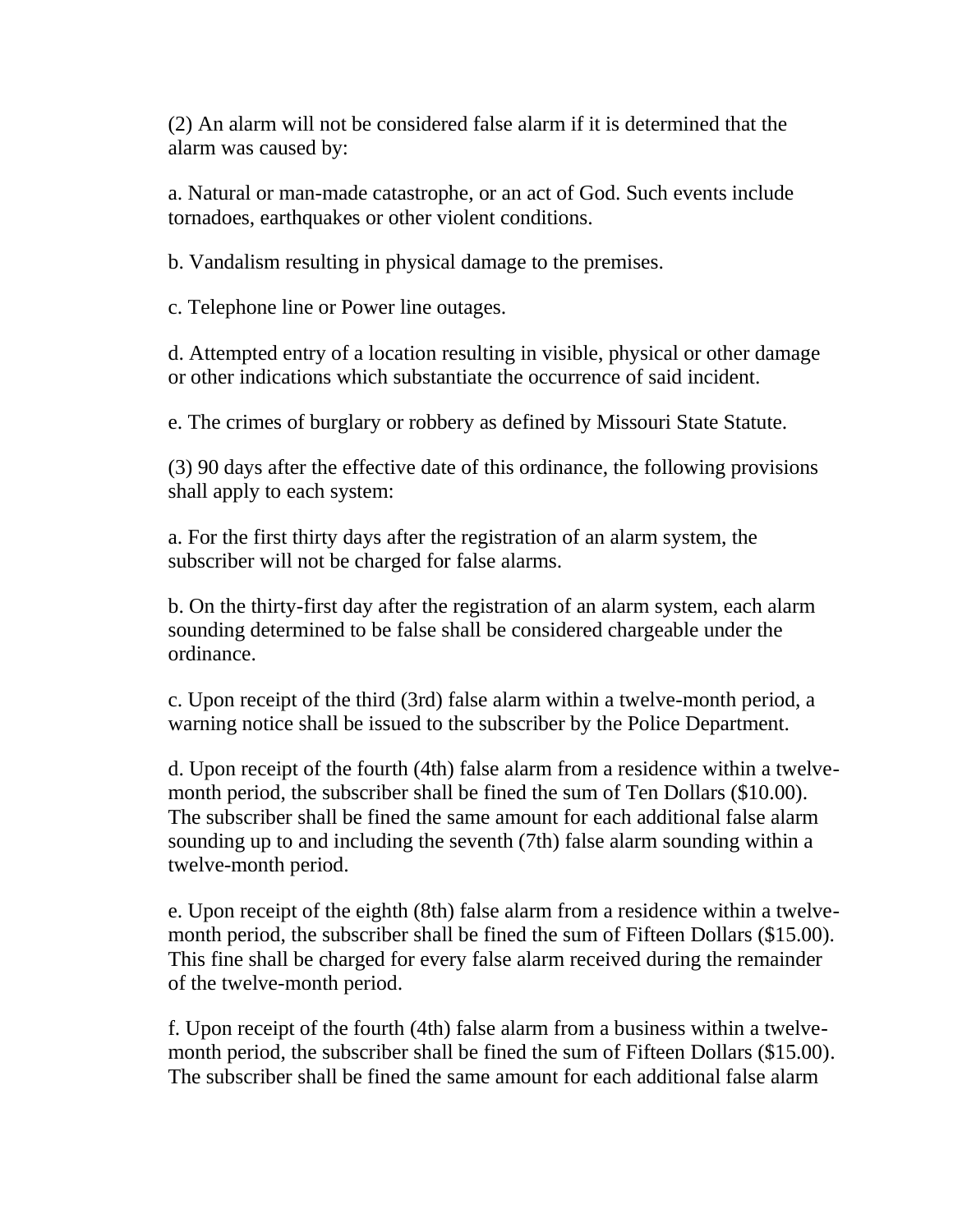(2) An alarm will not be considered false alarm if it is determined that the alarm was caused by:

a. Natural or man-made catastrophe, or an act of God. Such events include tornadoes, earthquakes or other violent conditions.

b. Vandalism resulting in physical damage to the premises.

c. Telephone line or Power line outages.

d. Attempted entry of a location resulting in visible, physical or other damage or other indications which substantiate the occurrence of said incident.

e. The crimes of burglary or robbery as defined by Missouri State Statute.

(3) 90 days after the effective date of this ordinance, the following provisions shall apply to each system:

a. For the first thirty days after the registration of an alarm system, the subscriber will not be charged for false alarms.

b. On the thirty-first day after the registration of an alarm system, each alarm sounding determined to be false shall be considered chargeable under the ordinance.

c. Upon receipt of the third (3rd) false alarm within a twelve-month period, a warning notice shall be issued to the subscriber by the Police Department.

d. Upon receipt of the fourth (4th) false alarm from a residence within a twelve-month period, the subscriber shall be fined the sum of Ten Dollars ($10.00). The subscriber shall be fined the same amount for each additional false alarm sounding up to and including the seventh (7th) false alarm sounding within a twelve-month period.

e. Upon receipt of the eighth (8th) false alarm from a residence within a twelve-month period, the subscriber shall be fined the sum of Fifteen Dollars ($15.00). This fine shall be charged for every false alarm received during the remainder of the twelve-month period.

f. Upon receipt of the fourth (4th) false alarm from a business within a twelve-month period, the subscriber shall be fined the sum of Fifteen Dollars ($15.00). The subscriber shall be fined the same amount for each additional false alarm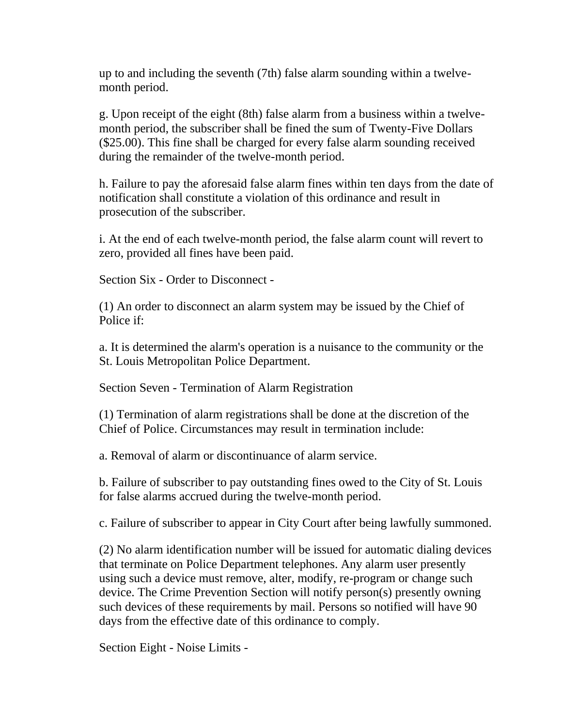up to and including the seventh (7th) false alarm sounding within a twelve-month period.

g. Upon receipt of the eight (8th) false alarm from a business within a twelve-month period, the subscriber shall be fined the sum of Twenty-Five Dollars ($25.00). This fine shall be charged for every false alarm sounding received during the remainder of the twelve-month period.

h. Failure to pay the aforesaid false alarm fines within ten days from the date of notification shall constitute a violation of this ordinance and result in prosecution of the subscriber.

i. At the end of each twelve-month period, the false alarm count will revert to zero, provided all fines have been paid.

Section Six - Order to Disconnect -

(1) An order to disconnect an alarm system may be issued by the Chief of Police if:

a. It is determined the alarm's operation is a nuisance to the community or the St. Louis Metropolitan Police Department.

Section Seven - Termination of Alarm Registration

(1) Termination of alarm registrations shall be done at the discretion of the Chief of Police. Circumstances may result in termination include:

a. Removal of alarm or discontinuance of alarm service.

b. Failure of subscriber to pay outstanding fines owed to the City of St. Louis for false alarms accrued during the twelve-month period.

c. Failure of subscriber to appear in City Court after being lawfully summoned.

(2) No alarm identification number will be issued for automatic dialing devices that terminate on Police Department telephones. Any alarm user presently using such a device must remove, alter, modify, re-program or change such device. The Crime Prevention Section will notify person(s) presently owning such devices of these requirements by mail. Persons so notified will have 90 days from the effective date of this ordinance to comply.

Section Eight - Noise Limits -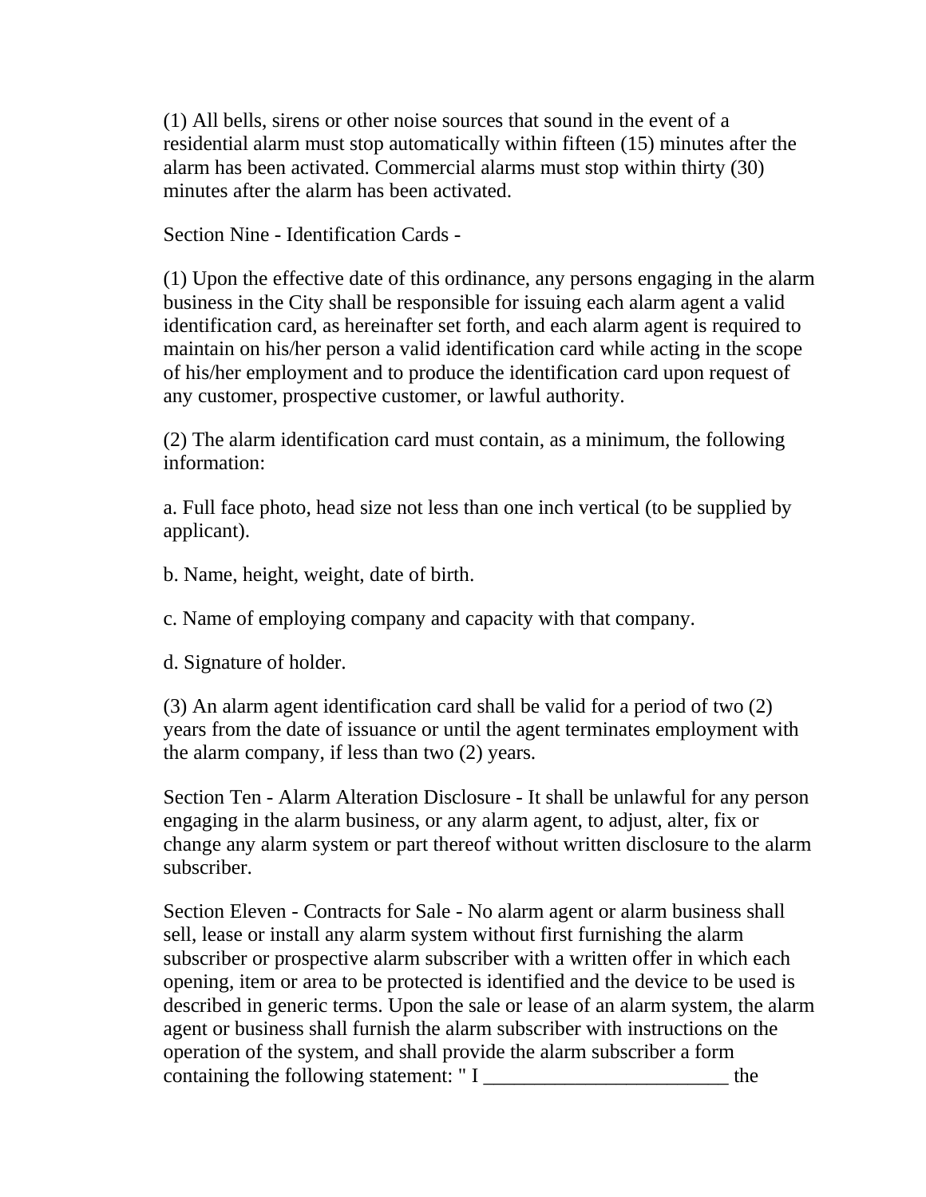(1) All bells, sirens or other noise sources that sound in the event of a residential alarm must stop automatically within fifteen (15) minutes after the alarm has been activated. Commercial alarms must stop within thirty (30) minutes after the alarm has been activated.

Section Nine - Identification Cards -

(1) Upon the effective date of this ordinance, any persons engaging in the alarm business in the City shall be responsible for issuing each alarm agent a valid identification card, as hereinafter set forth, and each alarm agent is required to maintain on his/her person a valid identification card while acting in the scope of his/her employment and to produce the identification card upon request of any customer, prospective customer, or lawful authority.

(2) The alarm identification card must contain, as a minimum, the following information:

a. Full face photo, head size not less than one inch vertical (to be supplied by applicant).

b. Name, height, weight, date of birth.

c. Name of employing company and capacity with that company.

d. Signature of holder.

(3) An alarm agent identification card shall be valid for a period of two (2) years from the date of issuance or until the agent terminates employment with the alarm company, if less than two (2) years.

Section Ten - Alarm Alteration Disclosure - It shall be unlawful for any person engaging in the alarm business, or any alarm agent, to adjust, alter, fix or change any alarm system or part thereof without written disclosure to the alarm subscriber.

Section Eleven - Contracts for Sale - No alarm agent or alarm business shall sell, lease or install any alarm system without first furnishing the alarm subscriber or prospective alarm subscriber with a written offer in which each opening, item or area to be protected is identified and the device to be used is described in generic terms. Upon the sale or lease of an alarm system, the alarm agent or business shall furnish the alarm subscriber with instructions on the operation of the system, and shall provide the alarm subscriber a form containing the following statement: " I ________________________ the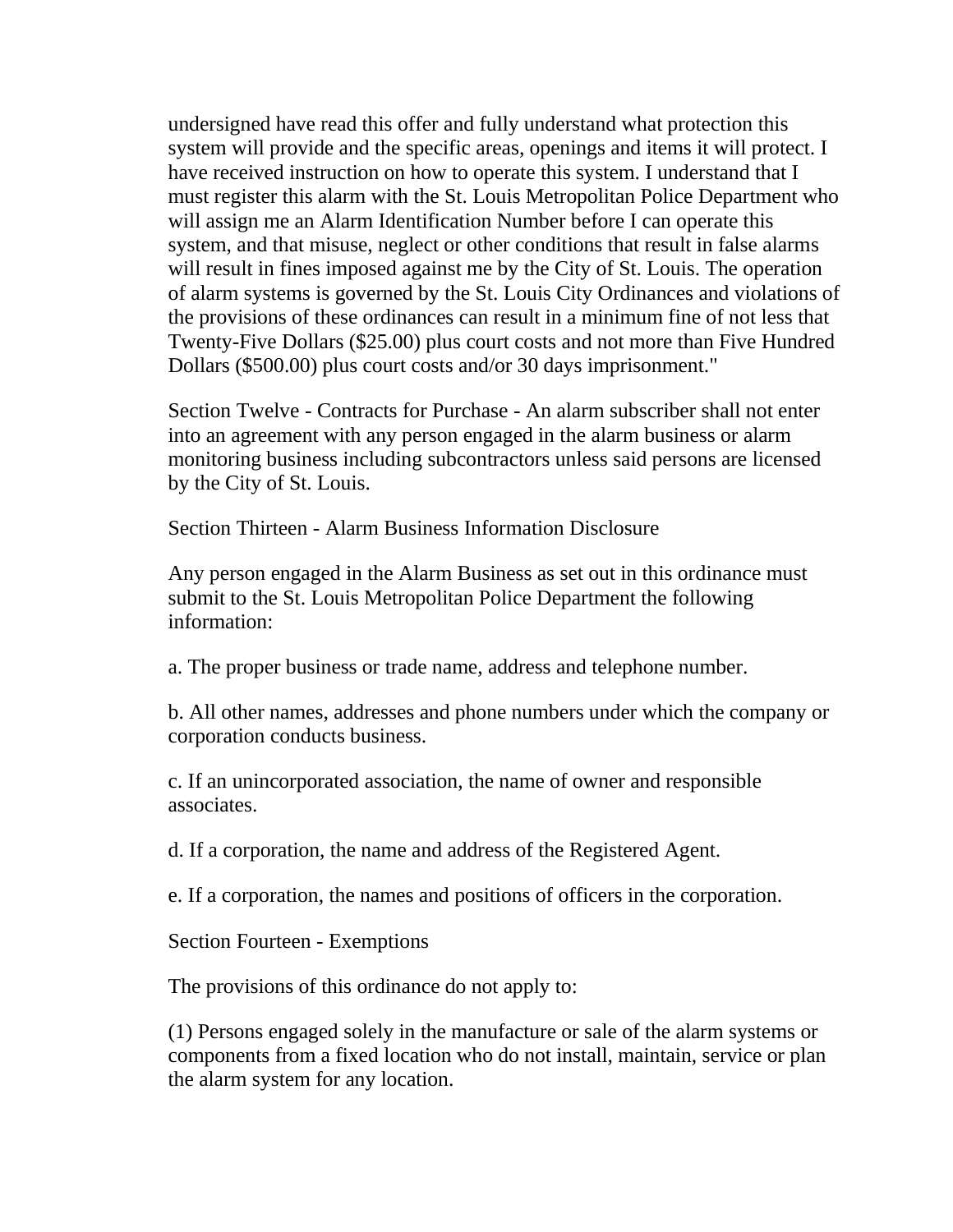undersigned have read this offer and fully understand what protection this system will provide and the specific areas, openings and items it will protect. I have received instruction on how to operate this system. I understand that I must register this alarm with the St. Louis Metropolitan Police Department who will assign me an Alarm Identification Number before I can operate this system, and that misuse, neglect or other conditions that result in false alarms will result in fines imposed against me by the City of St. Louis. The operation of alarm systems is governed by the St. Louis City Ordinances and violations of the provisions of these ordinances can result in a minimum fine of not less that Twenty-Five Dollars ($25.00) plus court costs and not more than Five Hundred Dollars ($500.00) plus court costs and/or 30 days imprisonment."

Section Twelve - Contracts for Purchase - An alarm subscriber shall not enter into an agreement with any person engaged in the alarm business or alarm monitoring business including subcontractors unless said persons are licensed by the City of St. Louis.

Section Thirteen - Alarm Business Information Disclosure

Any person engaged in the Alarm Business as set out in this ordinance must submit to the St. Louis Metropolitan Police Department the following information:

a. The proper business or trade name, address and telephone number.

b. All other names, addresses and phone numbers under which the company or corporation conducts business.

c. If an unincorporated association, the name of owner and responsible associates.

d. If a corporation, the name and address of the Registered Agent.

e. If a corporation, the names and positions of officers in the corporation.

Section Fourteen - Exemptions

The provisions of this ordinance do not apply to:

(1) Persons engaged solely in the manufacture or sale of the alarm systems or components from a fixed location who do not install, maintain, service or plan the alarm system for any location.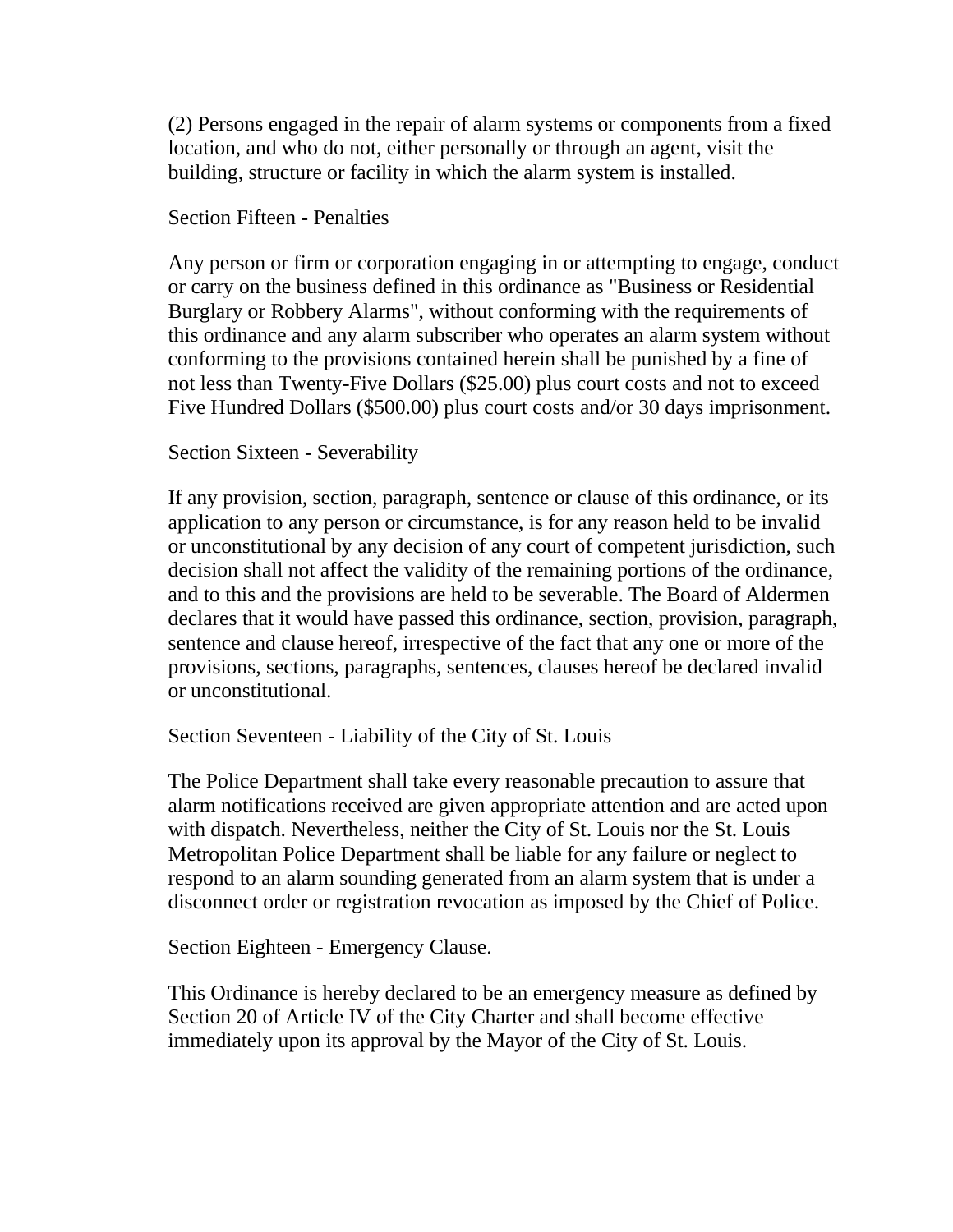(2) Persons engaged in the repair of alarm systems or components from a fixed location, and who do not, either personally or through an agent, visit the building, structure or facility in which the alarm system is installed.

Section Fifteen - Penalties

Any person or firm or corporation engaging in or attempting to engage, conduct or carry on the business defined in this ordinance as "Business or Residential Burglary or Robbery Alarms", without conforming with the requirements of this ordinance and any alarm subscriber who operates an alarm system without conforming to the provisions contained herein shall be punished by a fine of not less than Twenty-Five Dollars ($25.00) plus court costs and not to exceed Five Hundred Dollars ($500.00) plus court costs and/or 30 days imprisonment.

Section Sixteen - Severability

If any provision, section, paragraph, sentence or clause of this ordinance, or its application to any person or circumstance, is for any reason held to be invalid or unconstitutional by any decision of any court of competent jurisdiction, such decision shall not affect the validity of the remaining portions of the ordinance, and to this and the provisions are held to be severable. The Board of Aldermen declares that it would have passed this ordinance, section, provision, paragraph, sentence and clause hereof, irrespective of the fact that any one or more of the provisions, sections, paragraphs, sentences, clauses hereof be declared invalid or unconstitutional.

Section Seventeen - Liability of the City of St. Louis

The Police Department shall take every reasonable precaution to assure that alarm notifications received are given appropriate attention and are acted upon with dispatch. Nevertheless, neither the City of St. Louis nor the St. Louis Metropolitan Police Department shall be liable for any failure or neglect to respond to an alarm sounding generated from an alarm system that is under a disconnect order or registration revocation as imposed by the Chief of Police.

Section Eighteen - Emergency Clause.

This Ordinance is hereby declared to be an emergency measure as defined by Section 20 of Article IV of the City Charter and shall become effective immediately upon its approval by the Mayor of the City of St. Louis.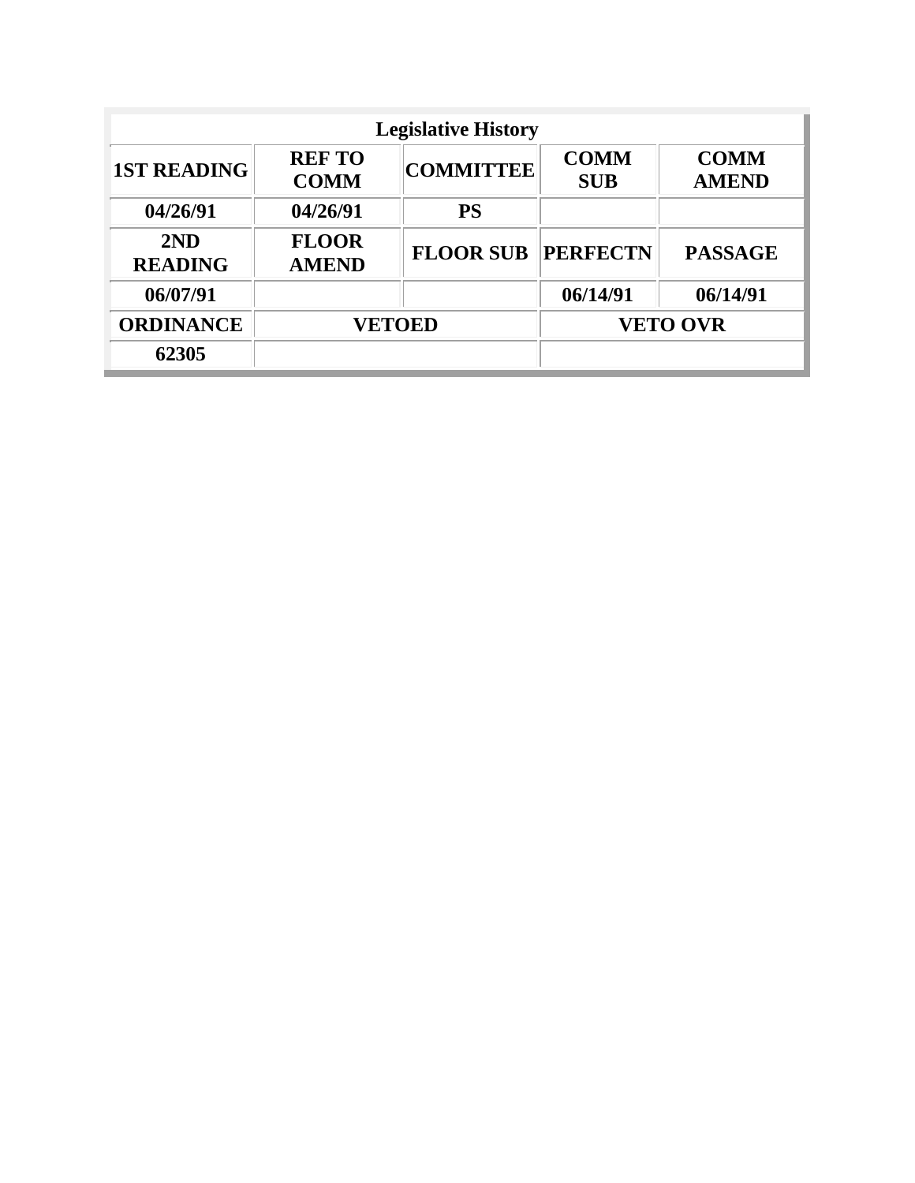| Legislative History | | | | |
|---|---|---|---|---|
| **1ST READING** | **REF TO COMM** | **COMMITTEE** | **COMM SUB** | **COMM AMEND** |
| **04/26/91** | **04/26/91** | **PS** | | |
| **2ND READING** | **FLOOR AMEND** | **FLOOR SUB** | **PERFECTN** | **PASSAGE** |
| **06/07/91** | | | **06/14/91** | **06/14/91** |
| **ORDINANCE** | **VETOED** | | **VETO OVR** | |
| **62305** | | | | |